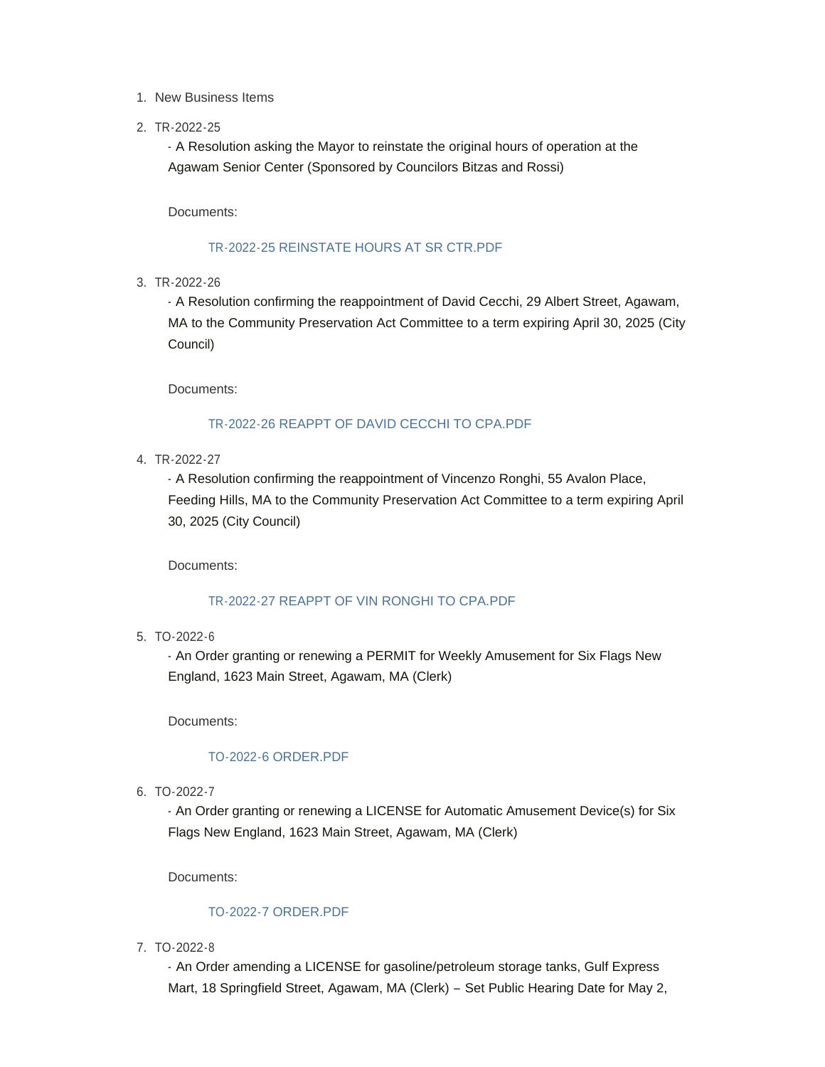1. New Business Items
2. TR-2022-25

   - A Resolution asking the Mayor to reinstate the original hours of operation at the Agawam Senior Center (Sponsored by Councilors Bitzas and Rossi)

   Documents:

   TR-2022-25 REINSTATE HOURS AT SR CTR.PDF

3. TR-2022-26

   - A Resolution confirming the reappointment of David Cecchi, 29 Albert Street, Agawam, MA to the Community Preservation Act Committee to a term expiring April 30, 2025 (City Council)

   Documents:

   TR-2022-26 REAPPT OF DAVID CECCHI TO CPA.PDF

4. TR-2022-27

   - A Resolution confirming the reappointment of Vincenzo Ronghi, 55 Avalon Place, Feeding Hills, MA to the Community Preservation Act Committee to a term expiring April 30, 2025 (City Council)

   Documents:

   TR-2022-27 REAPPT OF VIN RONGHI TO CPA.PDF

5. TO-2022-6

   - An Order granting or renewing a PERMIT for Weekly Amusement for Six Flags New England, 1623 Main Street, Agawam, MA (Clerk)

   Documents:

   TO-2022-6 ORDER.PDF

6. TO-2022-7

   - An Order granting or renewing a LICENSE for Automatic Amusement Device(s) for Six Flags New England, 1623 Main Street, Agawam, MA (Clerk)

   Documents:

   TO-2022-7 ORDER.PDF

7. TO-2022-8

   - An Order amending a LICENSE for gasoline/petroleum storage tanks, Gulf Express Mart, 18 Springfield Street, Agawam, MA (Clerk) – Set Public Hearing Date for May 2,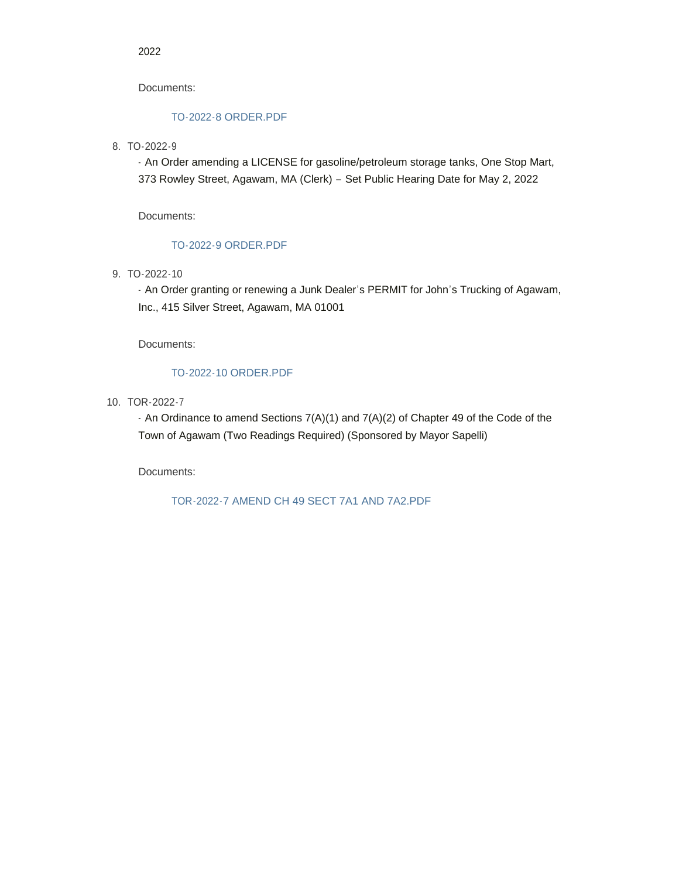2022

Documents:

TO-2022-8 ORDER.PDF

8. TO-2022-9

   - An Order amending a LICENSE for gasoline/petroleum storage tanks, One Stop Mart, 373 Rowley Street, Agawam, MA (Clerk) – Set Public Hearing Date for May 2, 2022

   Documents:

   TO-2022-9 ORDER.PDF

9. TO-2022-10

   - An Order granting or renewing a Junk Dealer's PERMIT for John's Trucking of Agawam, Inc., 415 Silver Street, Agawam, MA 01001

   Documents:

   TO-2022-10 ORDER.PDF

10. TOR-2022-7

    - An Ordinance to amend Sections 7(A)(1) and 7(A)(2) of Chapter 49 of the Code of the Town of Agawam (Two Readings Required) (Sponsored by Mayor Sapelli)

    Documents:

    TOR-2022-7 AMEND CH 49 SECT 7A1 AND 7A2.PDF